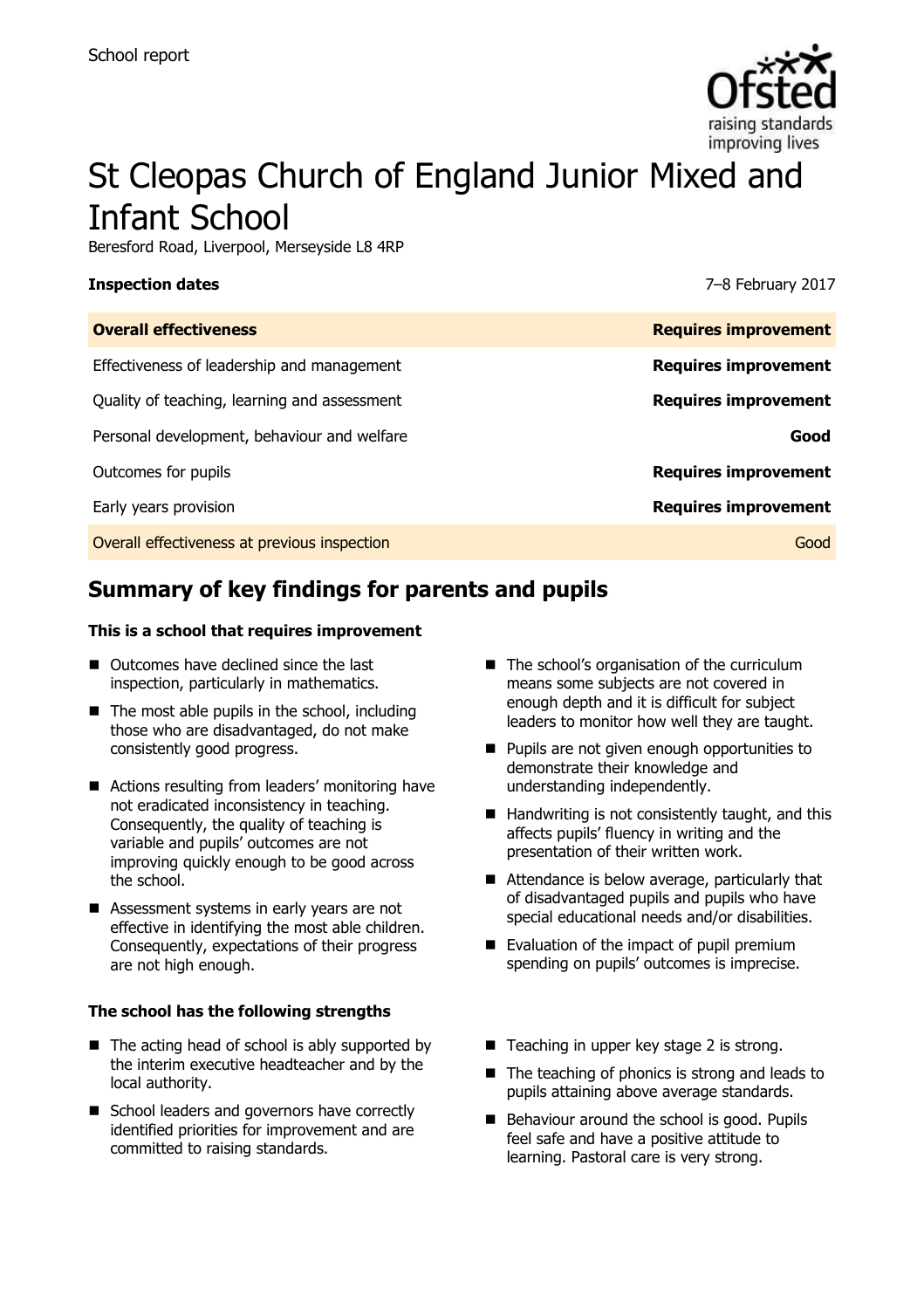School report

# St Cleopas Church of England Junior Mixed and Infant School

Beresford Road, Liverpool, Merseyside L8 4RP

**Inspection dates** 7–8 February 2017

| **Overall effectiveness** | **Requires improvement** |
|---|---|
| Effectiveness of leadership and management | **Requires improvement** |
| Quality of teaching, learning and assessment | **Requires improvement** |
| Personal development, behaviour and welfare | **Good** |
| Outcomes for pupils | **Requires improvement** |
| Early years provision | **Requires improvement** |
| Overall effectiveness at previous inspection | Good |

## Summary of key findings for parents and pupils

**This is a school that requires improvement**

- Outcomes have declined since the last inspection, particularly in mathematics.
- The most able pupils in the school, including those who are disadvantaged, do not make consistently good progress.
- Actions resulting from leaders' monitoring have not eradicated inconsistency in teaching. Consequently, the quality of teaching is variable and pupils' outcomes are not improving quickly enough to be good across the school.
- Assessment systems in early years are not effective in identifying the most able children. Consequently, expectations of their progress are not high enough.
- The school's organisation of the curriculum means some subjects are not covered in enough depth and it is difficult for subject leaders to monitor how well they are taught.
- Pupils are not given enough opportunities to demonstrate their knowledge and understanding independently.
- Handwriting is not consistently taught, and this affects pupils' fluency in writing and the presentation of their written work.
- Attendance is below average, particularly that of disadvantaged pupils and pupils who have special educational needs and/or disabilities.
- Evaluation of the impact of pupil premium spending on pupils' outcomes is imprecise.

**The school has the following strengths**

- The acting head of school is ably supported by the interim executive headteacher and by the local authority.
- School leaders and governors have correctly identified priorities for improvement and are committed to raising standards.
- Teaching in upper key stage 2 is strong.
- The teaching of phonics is strong and leads to pupils attaining above average standards.
- Behaviour around the school is good. Pupils feel safe and have a positive attitude to learning. Pastoral care is very strong.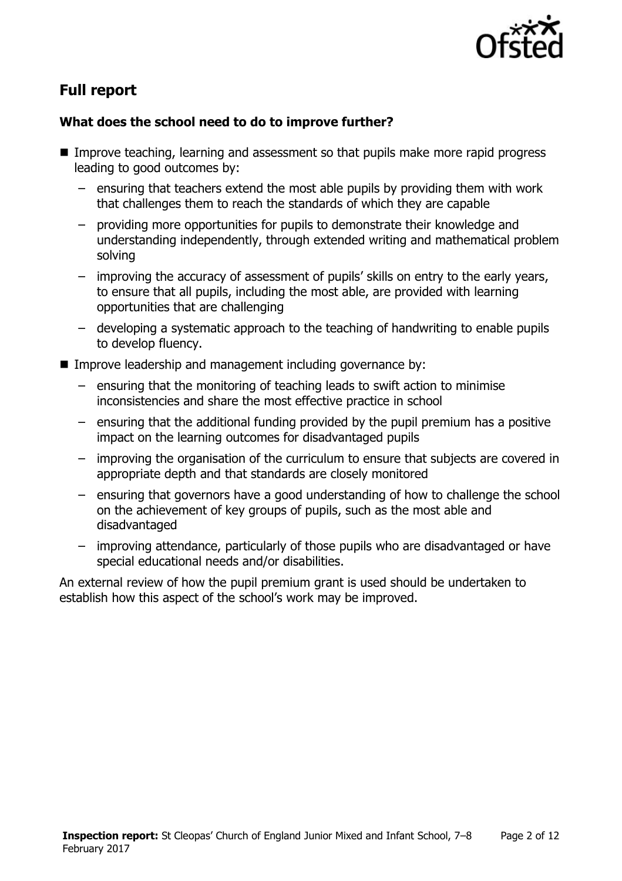## Full report

### What does the school need to do to improve further?

- Improve teaching, learning and assessment so that pupils make more rapid progress leading to good outcomes by:
  - ensuring that teachers extend the most able pupils by providing them with work that challenges them to reach the standards of which they are capable
  - providing more opportunities for pupils to demonstrate their knowledge and understanding independently, through extended writing and mathematical problem solving
  - improving the accuracy of assessment of pupils' skills on entry to the early years, to ensure that all pupils, including the most able, are provided with learning opportunities that are challenging
  - developing a systematic approach to the teaching of handwriting to enable pupils to develop fluency.
- Improve leadership and management including governance by:
  - ensuring that the monitoring of teaching leads to swift action to minimise inconsistencies and share the most effective practice in school
  - ensuring that the additional funding provided by the pupil premium has a positive impact on the learning outcomes for disadvantaged pupils
  - improving the organisation of the curriculum to ensure that subjects are covered in appropriate depth and that standards are closely monitored
  - ensuring that governors have a good understanding of how to challenge the school on the achievement of key groups of pupils, such as the most able and disadvantaged
  - improving attendance, particularly of those pupils who are disadvantaged or have special educational needs and/or disabilities.

An external review of how the pupil premium grant is used should be undertaken to establish how this aspect of the school's work may be improved.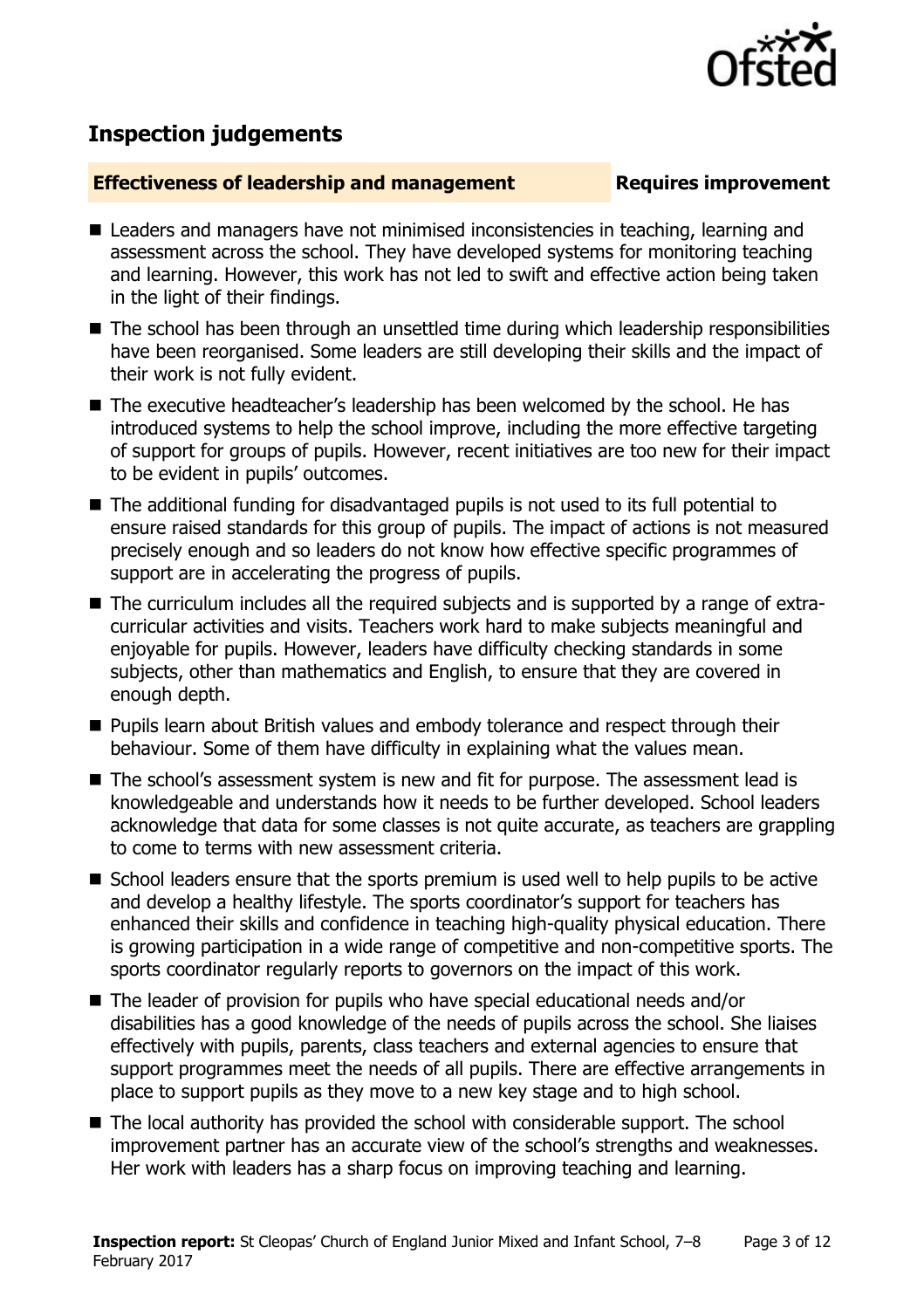## Inspection judgements

**Effectiveness of leadership and management** **Requires improvement**

- Leaders and managers have not minimised inconsistencies in teaching, learning and assessment across the school. They have developed systems for monitoring teaching and learning. However, this work has not led to swift and effective action being taken in the light of their findings.
- The school has been through an unsettled time during which leadership responsibilities have been reorganised. Some leaders are still developing their skills and the impact of their work is not fully evident.
- The executive headteacher's leadership has been welcomed by the school. He has introduced systems to help the school improve, including the more effective targeting of support for groups of pupils. However, recent initiatives are too new for their impact to be evident in pupils' outcomes.
- The additional funding for disadvantaged pupils is not used to its full potential to ensure raised standards for this group of pupils. The impact of actions is not measured precisely enough and so leaders do not know how effective specific programmes of support are in accelerating the progress of pupils.
- The curriculum includes all the required subjects and is supported by a range of extra-curricular activities and visits. Teachers work hard to make subjects meaningful and enjoyable for pupils. However, leaders have difficulty checking standards in some subjects, other than mathematics and English, to ensure that they are covered in enough depth.
- Pupils learn about British values and embody tolerance and respect through their behaviour. Some of them have difficulty in explaining what the values mean.
- The school's assessment system is new and fit for purpose. The assessment lead is knowledgeable and understands how it needs to be further developed. School leaders acknowledge that data for some classes is not quite accurate, as teachers are grappling to come to terms with new assessment criteria.
- School leaders ensure that the sports premium is used well to help pupils to be active and develop a healthy lifestyle. The sports coordinator's support for teachers has enhanced their skills and confidence in teaching high-quality physical education. There is growing participation in a wide range of competitive and non-competitive sports. The sports coordinator regularly reports to governors on the impact of this work.
- The leader of provision for pupils who have special educational needs and/or disabilities has a good knowledge of the needs of pupils across the school. She liaises effectively with pupils, parents, class teachers and external agencies to ensure that support programmes meet the needs of all pupils. There are effective arrangements in place to support pupils as they move to a new key stage and to high school.
- The local authority has provided the school with considerable support. The school improvement partner has an accurate view of the school's strengths and weaknesses. Her work with leaders has a sharp focus on improving teaching and learning.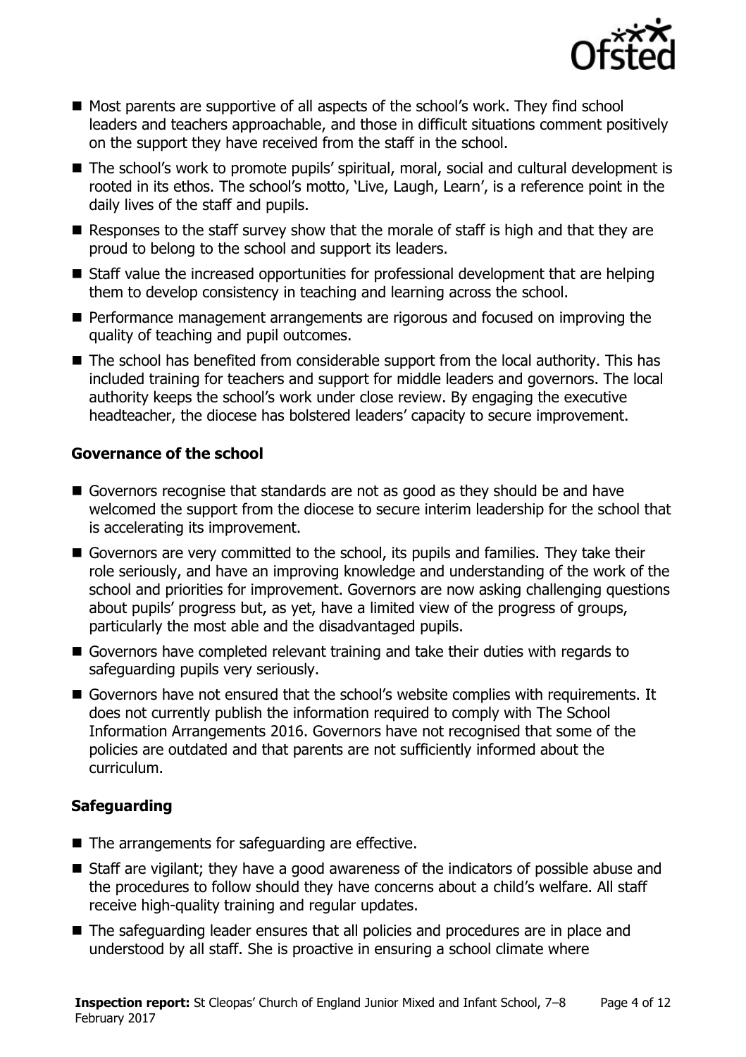- Most parents are supportive of all aspects of the school's work. They find school leaders and teachers approachable, and those in difficult situations comment positively on the support they have received from the staff in the school.
- The school's work to promote pupils' spiritual, moral, social and cultural development is rooted in its ethos. The school's motto, 'Live, Laugh, Learn', is a reference point in the daily lives of the staff and pupils.
- Responses to the staff survey show that the morale of staff is high and that they are proud to belong to the school and support its leaders.
- Staff value the increased opportunities for professional development that are helping them to develop consistency in teaching and learning across the school.
- Performance management arrangements are rigorous and focused on improving the quality of teaching and pupil outcomes.
- The school has benefited from considerable support from the local authority. This has included training for teachers and support for middle leaders and governors. The local authority keeps the school's work under close review. By engaging the executive headteacher, the diocese has bolstered leaders' capacity to secure improvement.

### Governance of the school

- Governors recognise that standards are not as good as they should be and have welcomed the support from the diocese to secure interim leadership for the school that is accelerating its improvement.
- Governors are very committed to the school, its pupils and families. They take their role seriously, and have an improving knowledge and understanding of the work of the school and priorities for improvement. Governors are now asking challenging questions about pupils' progress but, as yet, have a limited view of the progress of groups, particularly the most able and the disadvantaged pupils.
- Governors have completed relevant training and take their duties with regards to safeguarding pupils very seriously.
- Governors have not ensured that the school's website complies with requirements. It does not currently publish the information required to comply with The School Information Arrangements 2016. Governors have not recognised that some of the policies are outdated and that parents are not sufficiently informed about the curriculum.

### Safeguarding

- The arrangements for safeguarding are effective.
- Staff are vigilant; they have a good awareness of the indicators of possible abuse and the procedures to follow should they have concerns about a child's welfare. All staff receive high-quality training and regular updates.
- The safeguarding leader ensures that all policies and procedures are in place and understood by all staff. She is proactive in ensuring a school climate where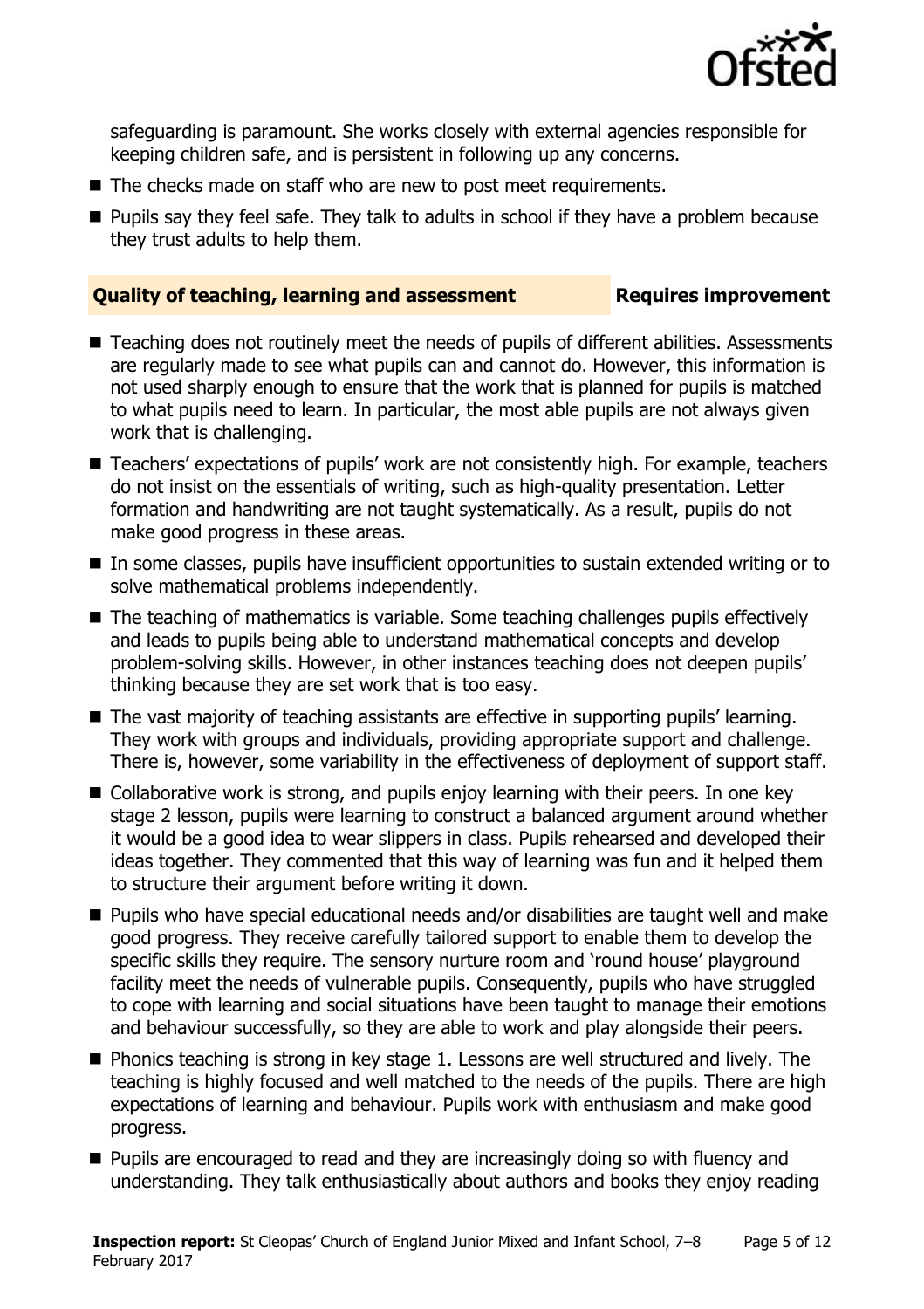safeguarding is paramount. She works closely with external agencies responsible for keeping children safe, and is persistent in following up any concerns.

- The checks made on staff who are new to post meet requirements.
- Pupils say they feel safe. They talk to adults in school if they have a problem because they trust adults to help them.

### Quality of teaching, learning and assessment — Requires improvement

- Teaching does not routinely meet the needs of pupils of different abilities. Assessments are regularly made to see what pupils can and cannot do. However, this information is not used sharply enough to ensure that the work that is planned for pupils is matched to what pupils need to learn. In particular, the most able pupils are not always given work that is challenging.
- Teachers' expectations of pupils' work are not consistently high. For example, teachers do not insist on the essentials of writing, such as high-quality presentation. Letter formation and handwriting are not taught systematically. As a result, pupils do not make good progress in these areas.
- In some classes, pupils have insufficient opportunities to sustain extended writing or to solve mathematical problems independently.
- The teaching of mathematics is variable. Some teaching challenges pupils effectively and leads to pupils being able to understand mathematical concepts and develop problem-solving skills. However, in other instances teaching does not deepen pupils' thinking because they are set work that is too easy.
- The vast majority of teaching assistants are effective in supporting pupils' learning. They work with groups and individuals, providing appropriate support and challenge. There is, however, some variability in the effectiveness of deployment of support staff.
- Collaborative work is strong, and pupils enjoy learning with their peers. In one key stage 2 lesson, pupils were learning to construct a balanced argument around whether it would be a good idea to wear slippers in class. Pupils rehearsed and developed their ideas together. They commented that this way of learning was fun and it helped them to structure their argument before writing it down.
- Pupils who have special educational needs and/or disabilities are taught well and make good progress. They receive carefully tailored support to enable them to develop the specific skills they require. The sensory nurture room and 'round house' playground facility meet the needs of vulnerable pupils. Consequently, pupils who have struggled to cope with learning and social situations have been taught to manage their emotions and behaviour successfully, so they are able to work and play alongside their peers.
- Phonics teaching is strong in key stage 1. Lessons are well structured and lively. The teaching is highly focused and well matched to the needs of the pupils. There are high expectations of learning and behaviour. Pupils work with enthusiasm and make good progress.
- Pupils are encouraged to read and they are increasingly doing so with fluency and understanding. They talk enthusiastically about authors and books they enjoy reading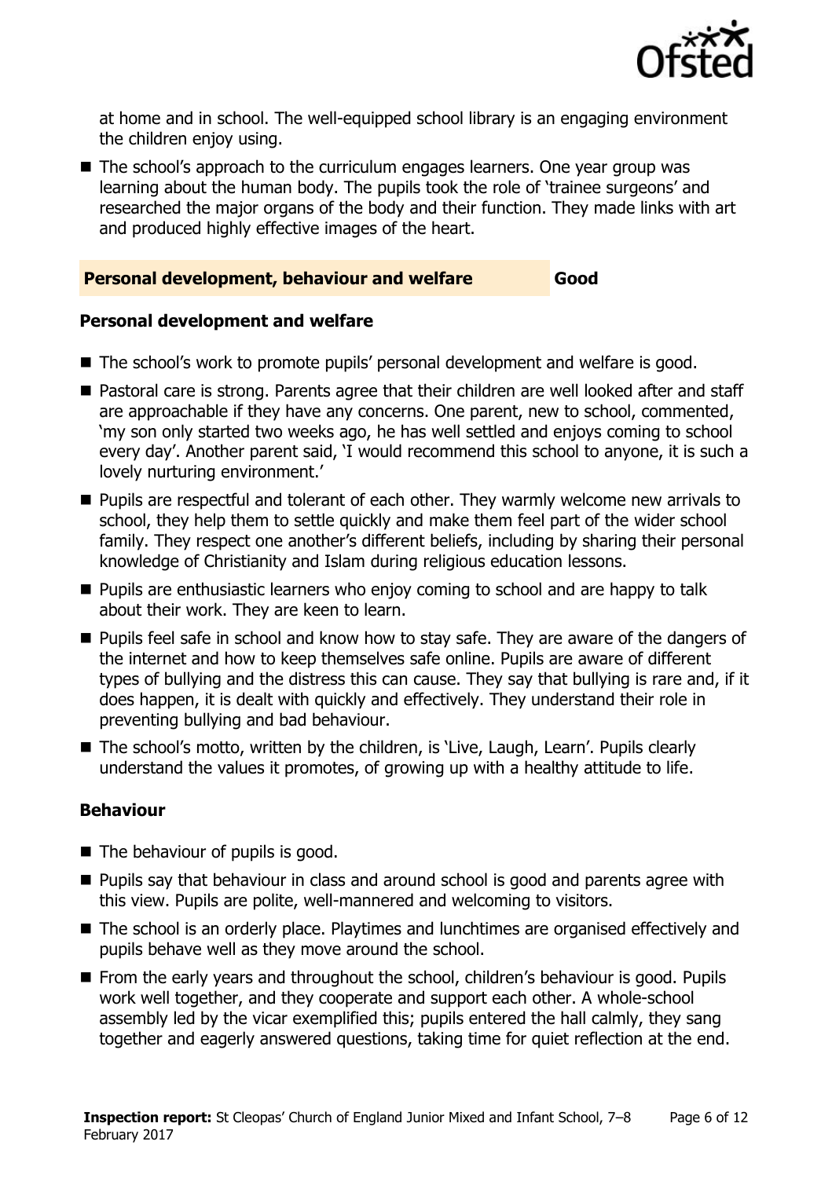at home and in school. The well-equipped school library is an engaging environment the children enjoy using.

- The school's approach to the curriculum engages learners. One year group was learning about the human body. The pupils took the role of 'trainee surgeons' and researched the major organs of the body and their function. They made links with art and produced highly effective images of the heart.

## Personal development, behaviour and welfare — Good

### Personal development and welfare

- The school's work to promote pupils' personal development and welfare is good.
- Pastoral care is strong. Parents agree that their children are well looked after and staff are approachable if they have any concerns. One parent, new to school, commented, 'my son only started two weeks ago, he has well settled and enjoys coming to school every day'. Another parent said, 'I would recommend this school to anyone, it is such a lovely nurturing environment.'
- Pupils are respectful and tolerant of each other. They warmly welcome new arrivals to school, they help them to settle quickly and make them feel part of the wider school family. They respect one another's different beliefs, including by sharing their personal knowledge of Christianity and Islam during religious education lessons.
- Pupils are enthusiastic learners who enjoy coming to school and are happy to talk about their work. They are keen to learn.
- Pupils feel safe in school and know how to stay safe. They are aware of the dangers of the internet and how to keep themselves safe online. Pupils are aware of different types of bullying and the distress this can cause. They say that bullying is rare and, if it does happen, it is dealt with quickly and effectively. They understand their role in preventing bullying and bad behaviour.
- The school's motto, written by the children, is 'Live, Laugh, Learn'. Pupils clearly understand the values it promotes, of growing up with a healthy attitude to life.

### Behaviour

- The behaviour of pupils is good.
- Pupils say that behaviour in class and around school is good and parents agree with this view. Pupils are polite, well-mannered and welcoming to visitors.
- The school is an orderly place. Playtimes and lunchtimes are organised effectively and pupils behave well as they move around the school.
- From the early years and throughout the school, children's behaviour is good. Pupils work well together, and they cooperate and support each other. A whole-school assembly led by the vicar exemplified this; pupils entered the hall calmly, they sang together and eagerly answered questions, taking time for quiet reflection at the end.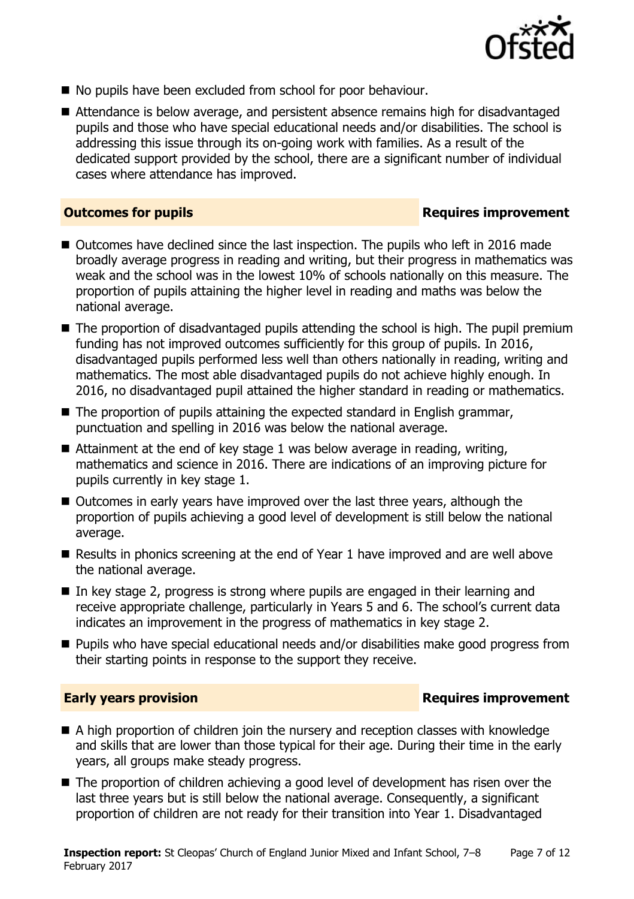- No pupils have been excluded from school for poor behaviour.
- Attendance is below average, and persistent absence remains high for disadvantaged pupils and those who have special educational needs and/or disabilities. The school is addressing this issue through its on-going work with families. As a result of the dedicated support provided by the school, there are a significant number of individual cases where attendance has improved.

## Outcomes for pupils — Requires improvement

- Outcomes have declined since the last inspection. The pupils who left in 2016 made broadly average progress in reading and writing, but their progress in mathematics was weak and the school was in the lowest 10% of schools nationally on this measure. The proportion of pupils attaining the higher level in reading and maths was below the national average.
- The proportion of disadvantaged pupils attending the school is high. The pupil premium funding has not improved outcomes sufficiently for this group of pupils. In 2016, disadvantaged pupils performed less well than others nationally in reading, writing and mathematics. The most able disadvantaged pupils do not achieve highly enough. In 2016, no disadvantaged pupil attained the higher standard in reading or mathematics.
- The proportion of pupils attaining the expected standard in English grammar, punctuation and spelling in 2016 was below the national average.
- Attainment at the end of key stage 1 was below average in reading, writing, mathematics and science in 2016. There are indications of an improving picture for pupils currently in key stage 1.
- Outcomes in early years have improved over the last three years, although the proportion of pupils achieving a good level of development is still below the national average.
- Results in phonics screening at the end of Year 1 have improved and are well above the national average.
- In key stage 2, progress is strong where pupils are engaged in their learning and receive appropriate challenge, particularly in Years 5 and 6. The school's current data indicates an improvement in the progress of mathematics in key stage 2.
- Pupils who have special educational needs and/or disabilities make good progress from their starting points in response to the support they receive.

## Early years provision — Requires improvement

- A high proportion of children join the nursery and reception classes with knowledge and skills that are lower than those typical for their age. During their time in the early years, all groups make steady progress.
- The proportion of children achieving a good level of development has risen over the last three years but is still below the national average. Consequently, a significant proportion of children are not ready for their transition into Year 1. Disadvantaged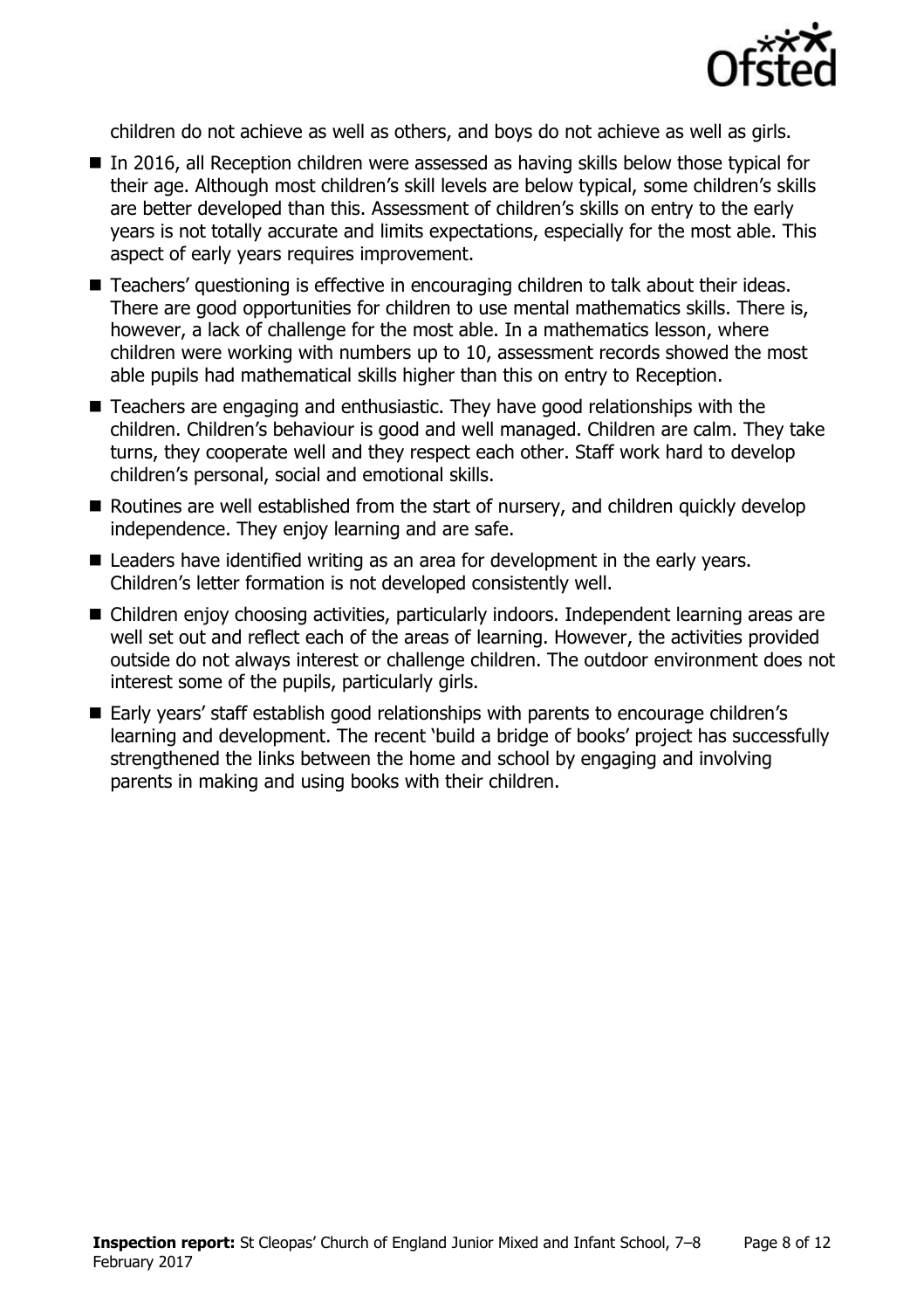children do not achieve as well as others, and boys do not achieve as well as girls.

- In 2016, all Reception children were assessed as having skills below those typical for their age. Although most children's skill levels are below typical, some children's skills are better developed than this. Assessment of children's skills on entry to the early years is not totally accurate and limits expectations, especially for the most able. This aspect of early years requires improvement.
- Teachers' questioning is effective in encouraging children to talk about their ideas. There are good opportunities for children to use mental mathematics skills. There is, however, a lack of challenge for the most able. In a mathematics lesson, where children were working with numbers up to 10, assessment records showed the most able pupils had mathematical skills higher than this on entry to Reception.
- Teachers are engaging and enthusiastic. They have good relationships with the children. Children's behaviour is good and well managed. Children are calm. They take turns, they cooperate well and they respect each other. Staff work hard to develop children's personal, social and emotional skills.
- Routines are well established from the start of nursery, and children quickly develop independence. They enjoy learning and are safe.
- Leaders have identified writing as an area for development in the early years. Children's letter formation is not developed consistently well.
- Children enjoy choosing activities, particularly indoors. Independent learning areas are well set out and reflect each of the areas of learning. However, the activities provided outside do not always interest or challenge children. The outdoor environment does not interest some of the pupils, particularly girls.
- Early years' staff establish good relationships with parents to encourage children's learning and development. The recent 'build a bridge of books' project has successfully strengthened the links between the home and school by engaging and involving parents in making and using books with their children.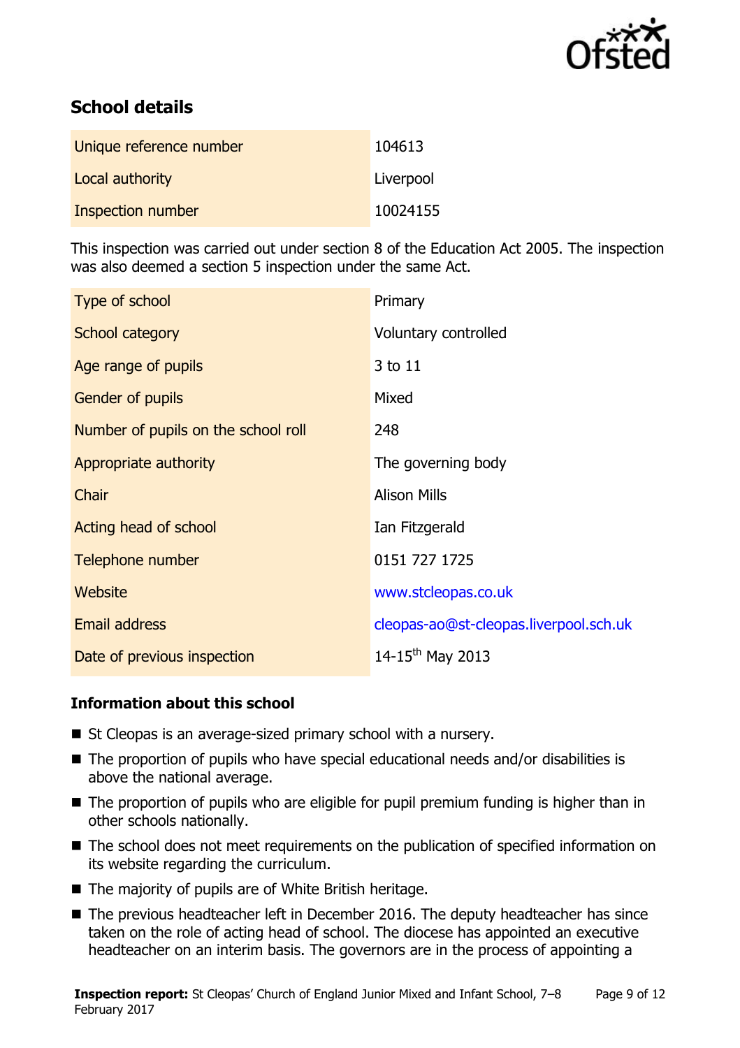## School details

| | |
|---|---|
| Unique reference number | 104613 |
| Local authority | Liverpool |
| Inspection number | 10024155 |

This inspection was carried out under section 8 of the Education Act 2005. The inspection was also deemed a section 5 inspection under the same Act.

| | |
|---|---|
| Type of school | Primary |
| School category | Voluntary controlled |
| Age range of pupils | 3 to 11 |
| Gender of pupils | Mixed |
| Number of pupils on the school roll | 248 |
| Appropriate authority | The governing body |
| Chair | Alison Mills |
| Acting head of school | Ian Fitzgerald |
| Telephone number | 0151 727 1725 |
| Website | www.stcleopas.co.uk |
| Email address | cleopas-ao@st-cleopas.liverpool.sch.uk |
| Date of previous inspection | 14-15th May 2013 |

### Information about this school

- St Cleopas is an average-sized primary school with a nursery.
- The proportion of pupils who have special educational needs and/or disabilities is above the national average.
- The proportion of pupils who are eligible for pupil premium funding is higher than in other schools nationally.
- The school does not meet requirements on the publication of specified information on its website regarding the curriculum.
- The majority of pupils are of White British heritage.
- The previous headteacher left in December 2016. The deputy headteacher has since taken on the role of acting head of school. The diocese has appointed an executive headteacher on an interim basis. The governors are in the process of appointing a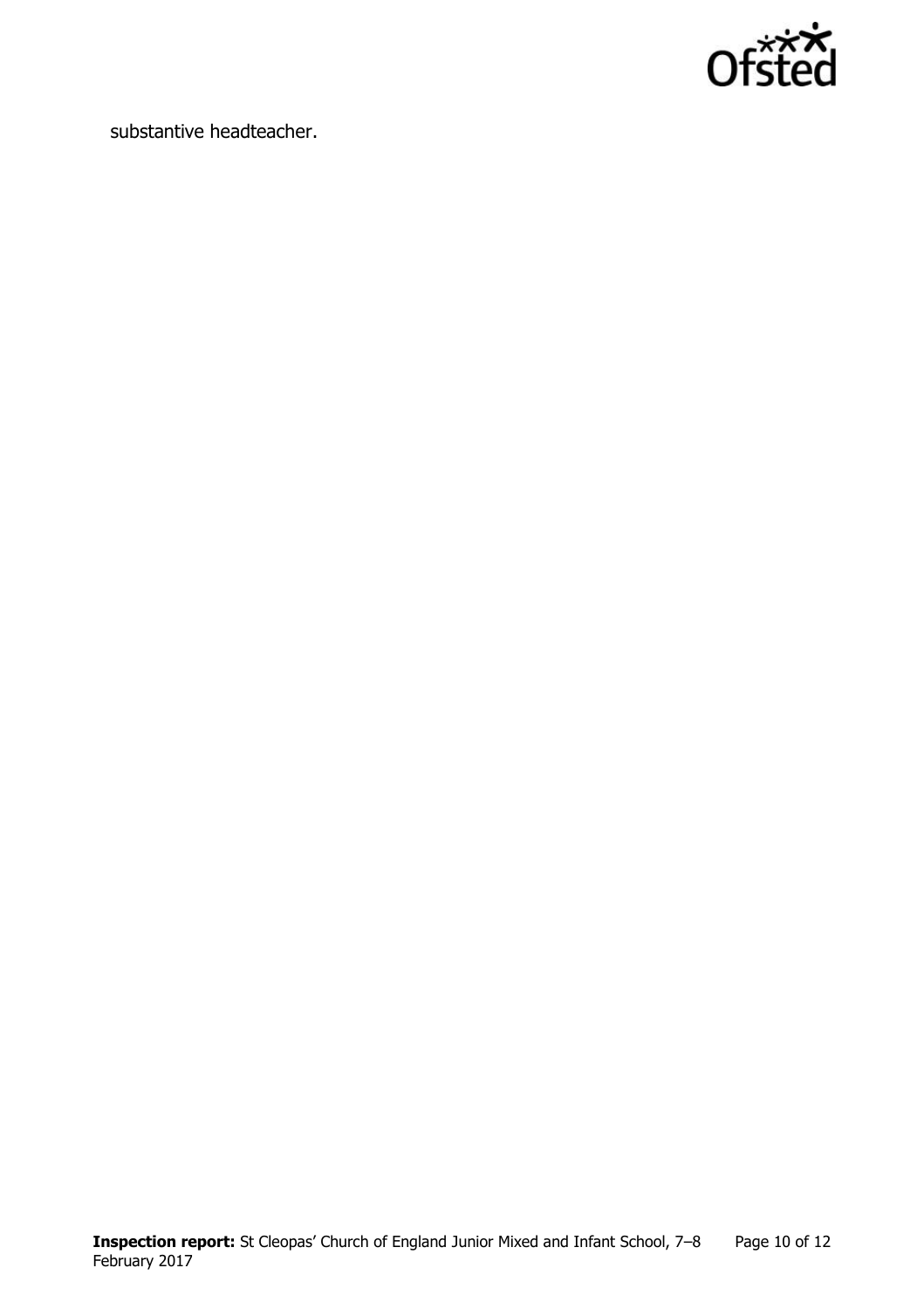substantive headteacher.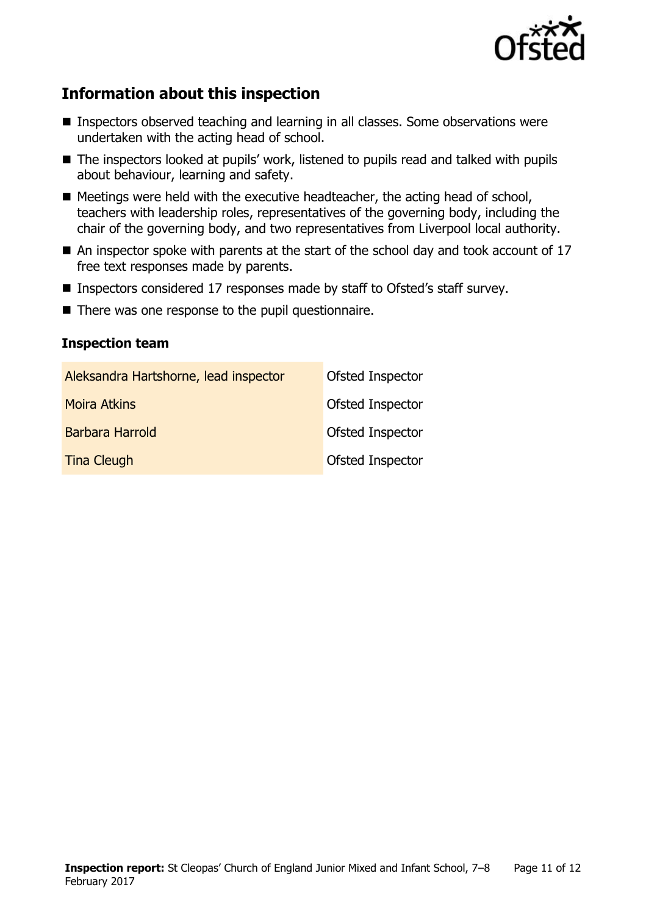## Information about this inspection

- Inspectors observed teaching and learning in all classes. Some observations were undertaken with the acting head of school.
- The inspectors looked at pupils' work, listened to pupils read and talked with pupils about behaviour, learning and safety.
- Meetings were held with the executive headteacher, the acting head of school, teachers with leadership roles, representatives of the governing body, including the chair of the governing body, and two representatives from Liverpool local authority.
- An inspector spoke with parents at the start of the school day and took account of 17 free text responses made by parents.
- Inspectors considered 17 responses made by staff to Ofsted's staff survey.
- There was one response to the pupil questionnaire.

### Inspection team

| | |
|---|---|
| Aleksandra Hartshorne, lead inspector | Ofsted Inspector |
| Moira Atkins | Ofsted Inspector |
| Barbara Harrold | Ofsted Inspector |
| Tina Cleugh | Ofsted Inspector |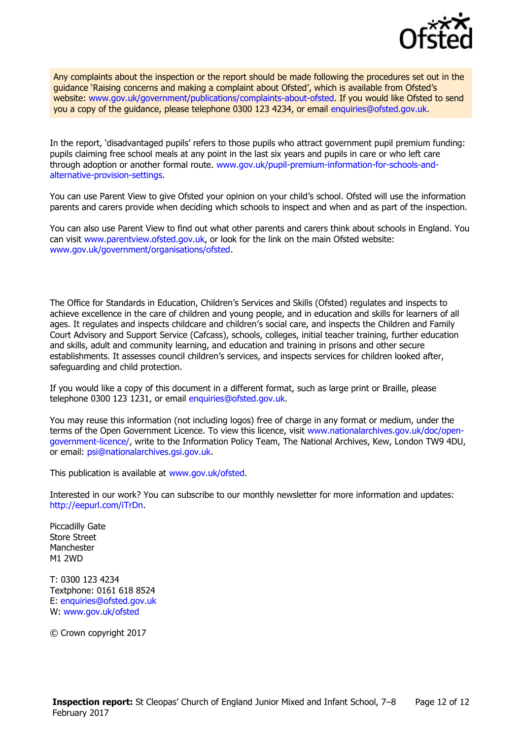Any complaints about the inspection or the report should be made following the procedures set out in the guidance 'Raising concerns and making a complaint about Ofsted', which is available from Ofsted's website: www.gov.uk/government/publications/complaints-about-ofsted. If you would like Ofsted to send you a copy of the guidance, please telephone 0300 123 4234, or email enquiries@ofsted.gov.uk.

In the report, 'disadvantaged pupils' refers to those pupils who attract government pupil premium funding: pupils claiming free school meals at any point in the last six years and pupils in care or who left care through adoption or another formal route. www.gov.uk/pupil-premium-information-for-schools-and-alternative-provision-settings.

You can use Parent View to give Ofsted your opinion on your child's school. Ofsted will use the information parents and carers provide when deciding which schools to inspect and when and as part of the inspection.

You can also use Parent View to find out what other parents and carers think about schools in England. You can visit www.parentview.ofsted.gov.uk, or look for the link on the main Ofsted website: www.gov.uk/government/organisations/ofsted.

The Office for Standards in Education, Children's Services and Skills (Ofsted) regulates and inspects to achieve excellence in the care of children and young people, and in education and skills for learners of all ages. It regulates and inspects childcare and children's social care, and inspects the Children and Family Court Advisory and Support Service (Cafcass), schools, colleges, initial teacher training, further education and skills, adult and community learning, and education and training in prisons and other secure establishments. It assesses council children's services, and inspects services for children looked after, safeguarding and child protection.

If you would like a copy of this document in a different format, such as large print or Braille, please telephone 0300 123 1231, or email enquiries@ofsted.gov.uk.

You may reuse this information (not including logos) free of charge in any format or medium, under the terms of the Open Government Licence. To view this licence, visit www.nationalarchives.gov.uk/doc/open-government-licence/, write to the Information Policy Team, The National Archives, Kew, London TW9 4DU, or email: psi@nationalarchives.gsi.gov.uk.

This publication is available at www.gov.uk/ofsted.

Interested in our work? You can subscribe to our monthly newsletter for more information and updates: http://eepurl.com/iTrDn.

Piccadilly Gate
Store Street
Manchester
M1 2WD

T: 0300 123 4234
Textphone: 0161 618 8524
E: enquiries@ofsted.gov.uk
W: www.gov.uk/ofsted

© Crown copyright 2017